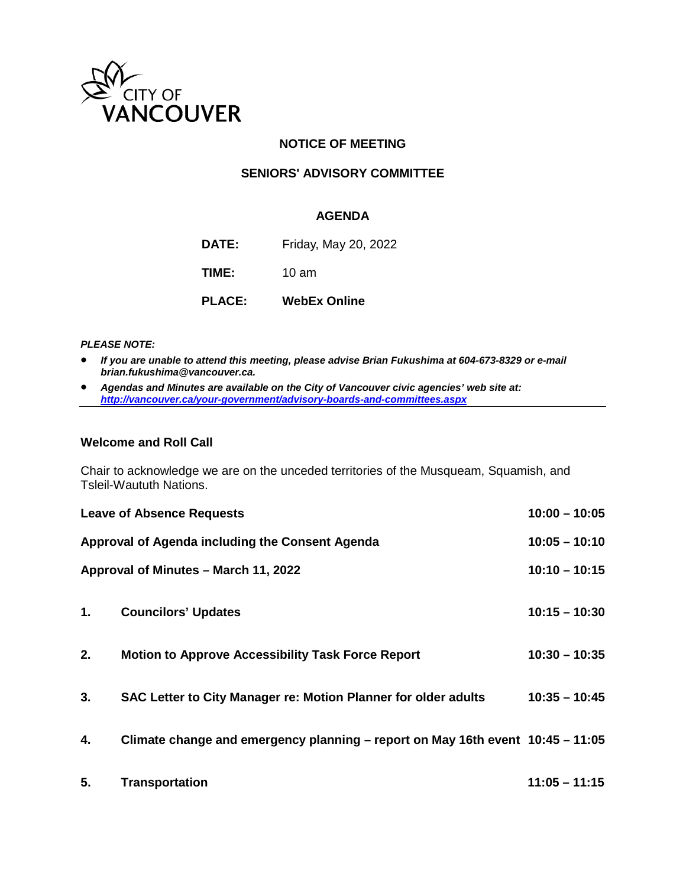CITY OF VANCOUVER

## NOTICE OF MEETING

## SENIORS' ADVISORY COMMITTEE

### AGENDA

**DATE:** Friday, May 20, 2022

**TIME:** 10 am

**PLACE:** **WebEx Online**

***PLEASE NOTE:***

- ***If you are unable to attend this meeting, please advise Brian Fukushima at 604-673-8329 or e-mail brian.fukushima@vancouver.ca.***
- ***Agendas and Minutes are available on the City of Vancouver civic agencies' web site at: http://vancouver.ca/your-government/advisory-boards-and-committees.aspx***

---

**Welcome and Roll Call**

Chair to acknowledge we are on the unceded territories of the Musqueam, Squamish, and Tsleil-Waututh Nations.

**Leave of Absence Requests** **10:00 – 10:05**

**Approval of Agenda including the Consent Agenda** **10:05 – 10:10**

**Approval of Minutes – March 11, 2022** **10:10 – 10:15**

**1. Councilors' Updates** **10:15 – 10:30**

**2. Motion to Approve Accessibility Task Force Report** **10:30 – 10:35**

**3. SAC Letter to City Manager re: Motion Planner for older adults** **10:35 – 10:45**

**4. Climate change and emergency planning – report on May 16th event** **10:45 – 11:05**

**5. Transportation** **11:05 – 11:15**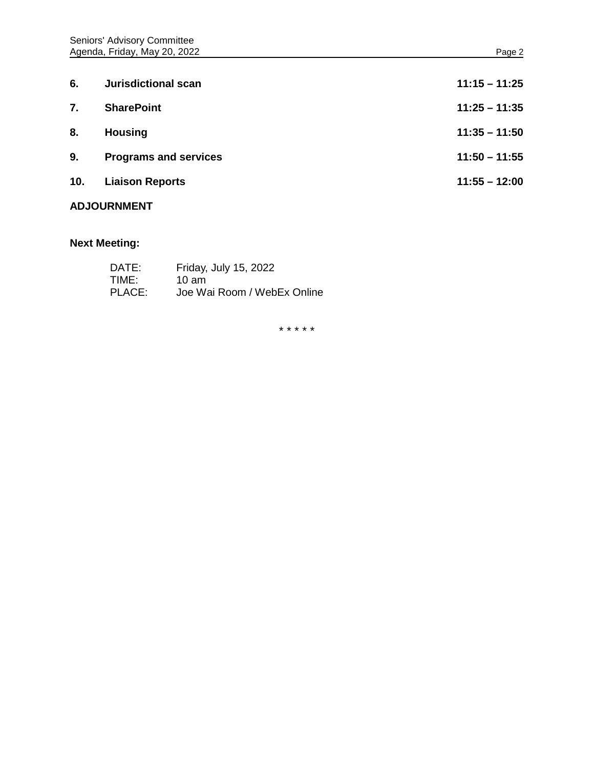**6. Jurisdictional scan** **11:15 – 11:25**

**7. SharePoint** **11:25 – 11:35**

**8. Housing** **11:35 – 11:50**

**9. Programs and services** **11:50 – 11:55**

**10. Liaison Reports** **11:55 – 12:00**

**ADJOURNMENT**

**Next Meeting:**

| | |
|---|---|
| DATE: | Friday, July 15, 2022 |
| TIME: | 10 am |
| PLACE: | Joe Wai Room / WebEx Online |

* * * * *